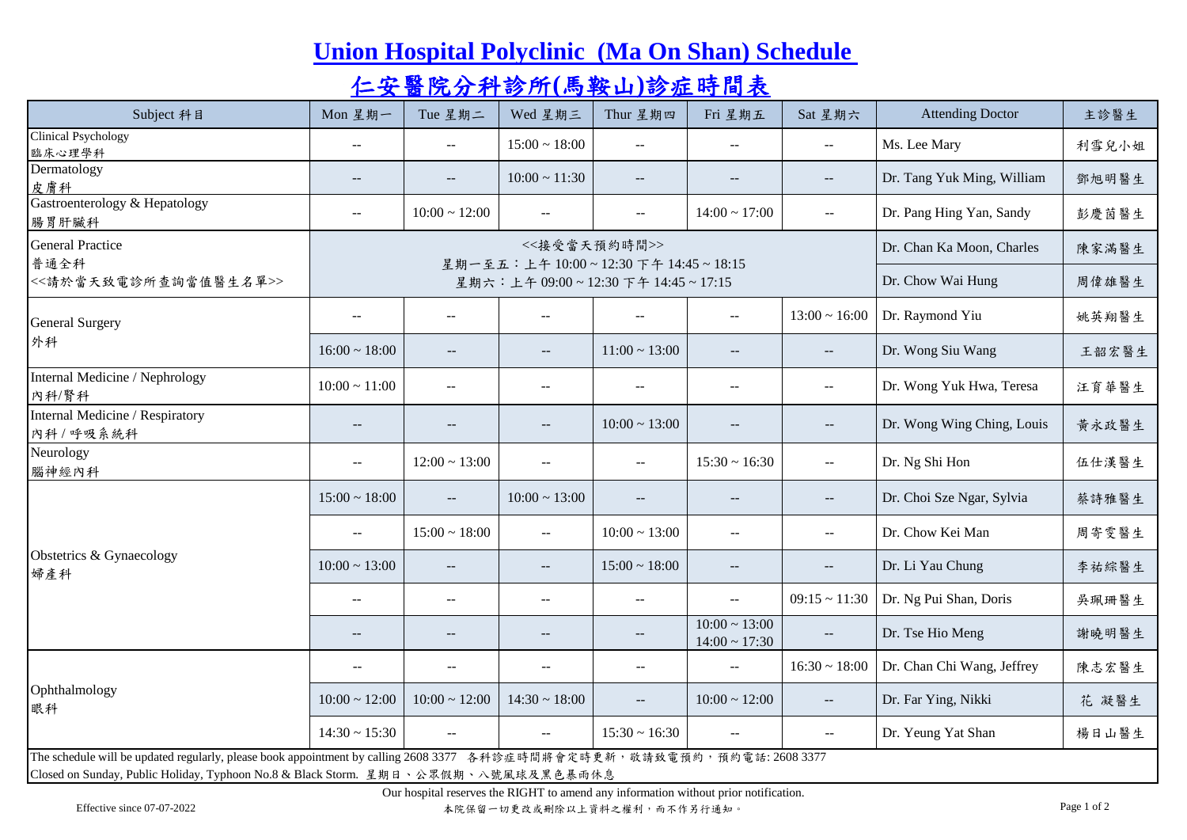# Union Hospital Polyclinic (Ma On Shan) Schedule

# 仁安醫院分科診所(馬鞍山)診症時間表

| Subject 科目 | Mon 星期一 | Tue 星期二 | Wed 星期三 | Thur 星期四 | Fri 星期五 | Sat 星期六 | Attending Doctor | 主診醫生 |
|---|---|---|---|---|---|---|---|---|
| Clinical Psychology 臨床心理學科 | -- | -- | 15:00 ~ 18:00 | -- | -- | -- | Ms. Lee Mary | 利雪兒小姐 |
| Dermatology 皮膚科 | -- | -- | 10:00 ~ 11:30 | -- | -- | -- | Dr. Tang Yuk Ming, William | 鄧旭明醫生 |
| Gastroenterology & Hepatology 腸胃肝臟科 | -- | 10:00 ~ 12:00 | -- | -- | 14:00 ~ 17:00 | -- | Dr. Pang Hing Yan, Sandy | 彭慶茵醫生 |
| General Practice 普通全科 <<請於當天致電診所查詢當值醫生名單>> | <<接受當天預約時間>> 星期一至五：上午 10:00 ~ 12:30 下午 14:45 ~ 18:15 星期六：上午 09:00 ~ 12:30 下午 14:45 ~ 17:15 | | | | | | Dr. Chan Ka Moon, Charles | 陳家滿醫生 |
| | | | | | | | Dr. Chow Wai Hung | 周偉雄醫生 |
| General Surgery 外科 | -- | -- | -- | -- | -- | 13:00 ~ 16:00 | Dr. Raymond Yiu | 姚英翔醫生 |
| | 16:00 ~ 18:00 | -- | -- | 11:00 ~ 13:00 | -- | -- | Dr. Wong Siu Wang | 王韶宏醫生 |
| Internal Medicine / Nephrology 內科/腎科 | 10:00 ~ 11:00 | -- | -- | -- | -- | -- | Dr. Wong Yuk Hwa, Teresa | 汪育華醫生 |
| Internal Medicine / Respiratory 內科 / 呼吸系統科 | -- | -- | -- | 10:00 ~ 13:00 | -- | -- | Dr. Wong Wing Ching, Louis | 黃永政醫生 |
| Neurology 腦神經內科 | -- | 12:00 ~ 13:00 | -- | -- | 15:30 ~ 16:30 | -- | Dr. Ng Shi Hon | 伍仕漢醫生 |
| Obstetrics & Gynaecology 婦產科 | 15:00 ~ 18:00 | -- | 10:00 ~ 13:00 | -- | -- | -- | Dr. Choi Sze Ngar, Sylvia | 蔡詩雅醫生 |
| | -- | 15:00 ~ 18:00 | -- | 10:00 ~ 13:00 | -- | -- | Dr. Chow Kei Man | 周寄雯醫生 |
| | 10:00 ~ 13:00 | -- | -- | 15:00 ~ 18:00 | -- | -- | Dr. Li Yau Chung | 李祐綜醫生 |
| | -- | -- | -- | -- | -- | 09:15 ~ 11:30 | Dr. Ng Pui Shan, Doris | 吳珮珊醫生 |
| | -- | -- | -- | -- | 10:00 ~ 13:00 14:00 ~ 17:30 | -- | Dr. Tse Hio Meng | 謝曉明醫生 |
| Ophthalmology 眼科 | -- | -- | -- | -- | -- | 16:30 ~ 18:00 | Dr. Chan Chi Wang, Jeffrey | 陳志宏醫生 |
| | 10:00 ~ 12:00 | 10:00 ~ 12:00 | 14:30 ~ 18:00 | -- | 10:00 ~ 12:00 | -- | Dr. Far Ying, Nikki | 花 凝醫生 |
| | 14:30 ~ 15:30 | -- | -- | 15:30 ~ 16:30 | -- | -- | Dr. Yeung Yat Shan | 楊日山醫生 |

The schedule will be updated regularly, please book appointment by calling 2608 3377 各科診症時間將會定時更新，敬請致電預約，預約電話: 2608 3377

Closed on Sunday, Public Holiday, Typhoon No.8 & Black Storm. 星期日、公眾假期、八號風球及黑色暴雨休息

Our hospital reserves the RIGHT to amend any information without prior notification.

本院保留一切更改或刪除以上資料之權利，而不作另行通知。

Effective since 07-07-2022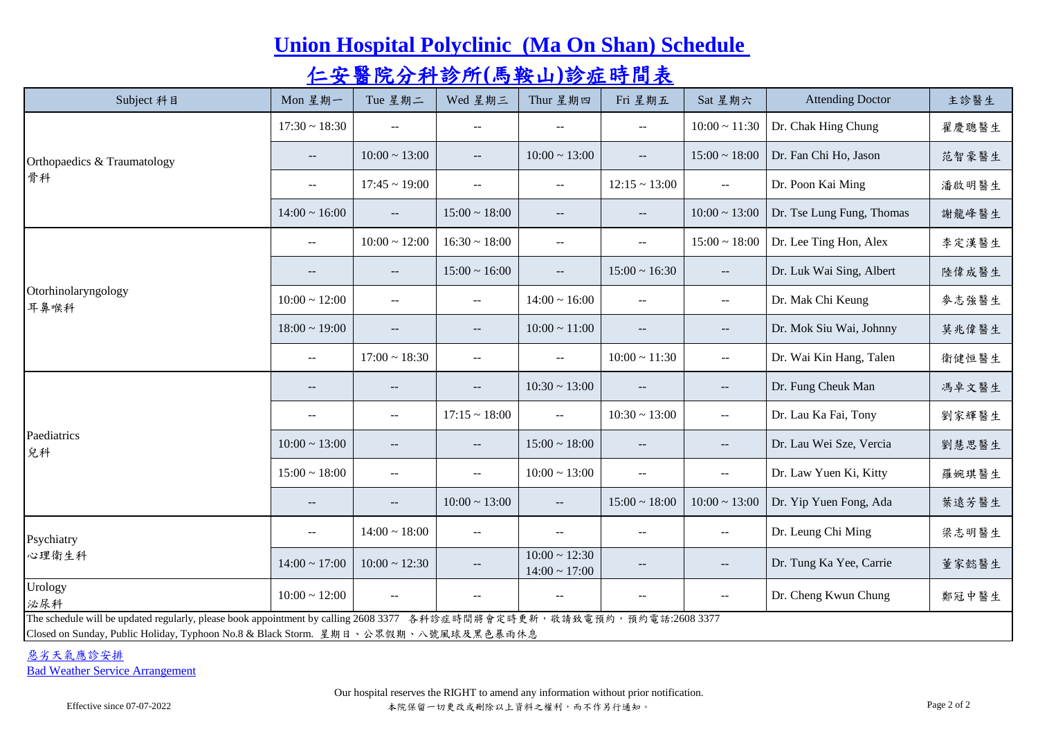# Union Hospital Polyclinic (Ma On Shan) Schedule

# 仁安醫院分科診所(馬鞍山)診症時間表

| Subject 科目 | Mon 星期一 | Tue 星期二 | Wed 星期三 | Thur 星期四 | Fri 星期五 | Sat 星期六 | Attending Doctor | 主診醫生 |
|---|---|---|---|---|---|---|---|---|
| Orthopaedics & Traumatology 骨科 | 17:30 ~ 18:30 | -- | -- | -- | -- | 10:00 ~ 11:30 | Dr. Chak Hing Chung | 翟慶聰醫生 |
| | -- | 10:00 ~ 13:00 | -- | 10:00 ~ 13:00 | -- | 15:00 ~ 18:00 | Dr. Fan Chi Ho, Jason | 范智豪醫生 |
| | -- | 17:45 ~ 19:00 | -- | -- | 12:15 ~ 13:00 | -- | Dr. Poon Kai Ming | 潘啟明醫生 |
| | 14:00 ~ 16:00 | -- | 15:00 ~ 18:00 | -- | -- | 10:00 ~ 13:00 | Dr. Tse Lung Fung, Thomas | 謝龍峰醫生 |
| Otorhinolaryngology 耳鼻喉科 | -- | 10:00 ~ 12:00 | 16:30 ~ 18:00 | -- | -- | 15:00 ~ 18:00 | Dr. Lee Ting Hon, Alex | 李定漢醫生 |
| | -- | -- | 15:00 ~ 16:00 | -- | 15:00 ~ 16:30 | -- | Dr. Luk Wai Sing, Albert | 陸偉成醫生 |
| | 10:00 ~ 12:00 | -- | -- | 14:00 ~ 16:00 | -- | -- | Dr. Mak Chi Keung | 麥志強醫生 |
| | 18:00 ~ 19:00 | -- | -- | 10:00 ~ 11:00 | -- | -- | Dr. Mok Siu Wai, Johnny | 莫兆偉醫生 |
| | -- | 17:00 ~ 18:30 | -- | -- | 10:00 ~ 11:30 | -- | Dr. Wai Kin Hang, Talen | 衛健恒醫生 |
| Paediatrics 兒科 | -- | -- | -- | 10:30 ~ 13:00 | -- | -- | Dr. Fung Cheuk Man | 馮卓文醫生 |
| | -- | -- | 17:15 ~ 18:00 | -- | 10:30 ~ 13:00 | -- | Dr. Lau Ka Fai, Tony | 劉家輝醫生 |
| | 10:00 ~ 13:00 | -- | -- | 15:00 ~ 18:00 | -- | -- | Dr. Lau Wei Sze, Vercia | 劉慧思醫生 |
| | 15:00 ~ 18:00 | -- | -- | 10:00 ~ 13:00 | -- | -- | Dr. Law Yuen Ki, Kitty | 羅婉琪醫生 |
| | -- | -- | 10:00 ~ 13:00 | -- | 15:00 ~ 18:00 | 10:00 ~ 13:00 | Dr. Yip Yuen Fong, Ada | 葉遠芳醫生 |
| Psychiatry 心理衛生科 | -- | 14:00 ~ 18:00 | -- | -- | -- | -- | Dr. Leung Chi Ming | 梁志明醫生 |
| | 14:00 ~ 17:00 | 10:00 ~ 12:30 | -- | 10:00 ~ 12:30<br>14:00 ~ 17:00 | -- | -- | Dr. Tung Ka Yee, Carrie | 董家懿醫生 |
| Urology 泌尿科 | 10:00 ~ 12:00 | -- | -- | -- | -- | -- | Dr. Cheng Kwun Chung | 鄭冠中醫生 |

The schedule will be updated regularly, please book appointment by calling 2608 3377 各科診症時間將會定時更新，敬請致電預約，預約電話:2608 3377

Closed on Sunday, Public Holiday, Typhoon No.8 & Black Storm. 星期日、公眾假期、八號風球及黑色暴雨休息

惡劣天氣應診安排

Bad Weather Service Arrangement

Our hospital reserves the RIGHT to amend any information without prior notification.

本院保留一切更改或刪除以上資料之權利，而不作另行通知。

Effective since 07-07-2022